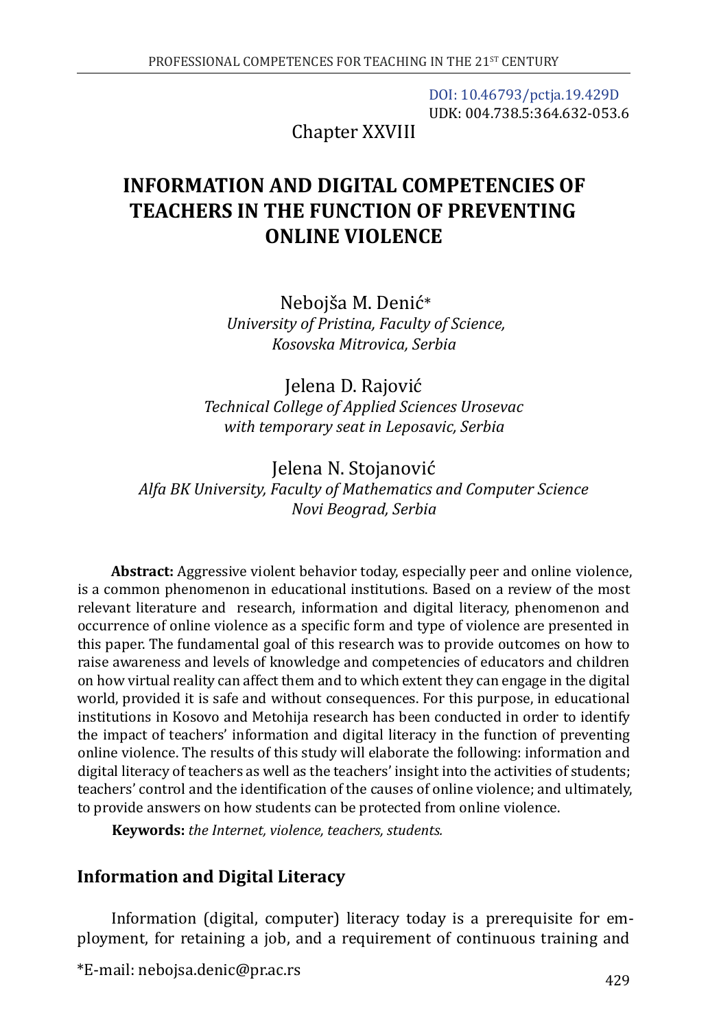DOI: 10.46793/pctja.19.429D
UDK: 004.738.5:364.632-053.6

Chapter XXVIII

# INFORMATION AND DIGITAL COMPETENCIES OF TEACHERS IN THE FUNCTION OF PREVENTING ONLINE VIOLENCE

Nebojša M. Denić*
*University of Pristina, Faculty of Science, Kosovska Mitrovica, Serbia*

Jelena D. Rajović
*Technical College of Applied Sciences Urosevac with temporary seat in Leposavic, Serbia*

Jelena N. Stojanović
*Alfa BK University, Faculty of Mathematics and Computer Science Novi Beograd, Serbia*

**Abstract:** Aggressive violent behavior today, especially peer and online violence, is a common phenomenon in educational institutions. Based on a review of the most relevant literature and research, information and digital literacy, phenomenon and occurrence of online violence as a specific form and type of violence are presented in this paper. The fundamental goal of this research was to provide outcomes on how to raise awareness and levels of knowledge and competencies of educators and children on how virtual reality can affect them and to which extent they can engage in the digital world, provided it is safe and without consequences. For this purpose, in educational institutions in Kosovo and Metohija research has been conducted in order to identify the impact of teachers' information and digital literacy in the function of preventing online violence. The results of this study will elaborate the following: information and digital literacy of teachers as well as the teachers' insight into the activities of students; teachers' control and the identification of the causes of online violence; and ultimately, to provide answers on how students can be protected from online violence.

**Keywords:** *the Internet, violence, teachers, students.*

## Information and Digital Literacy

Information (digital, computer) literacy today is a prerequisite for employment, for retaining a job, and a requirement of continuous training and

*E-mail: nebojsa.denic@pr.ac.rs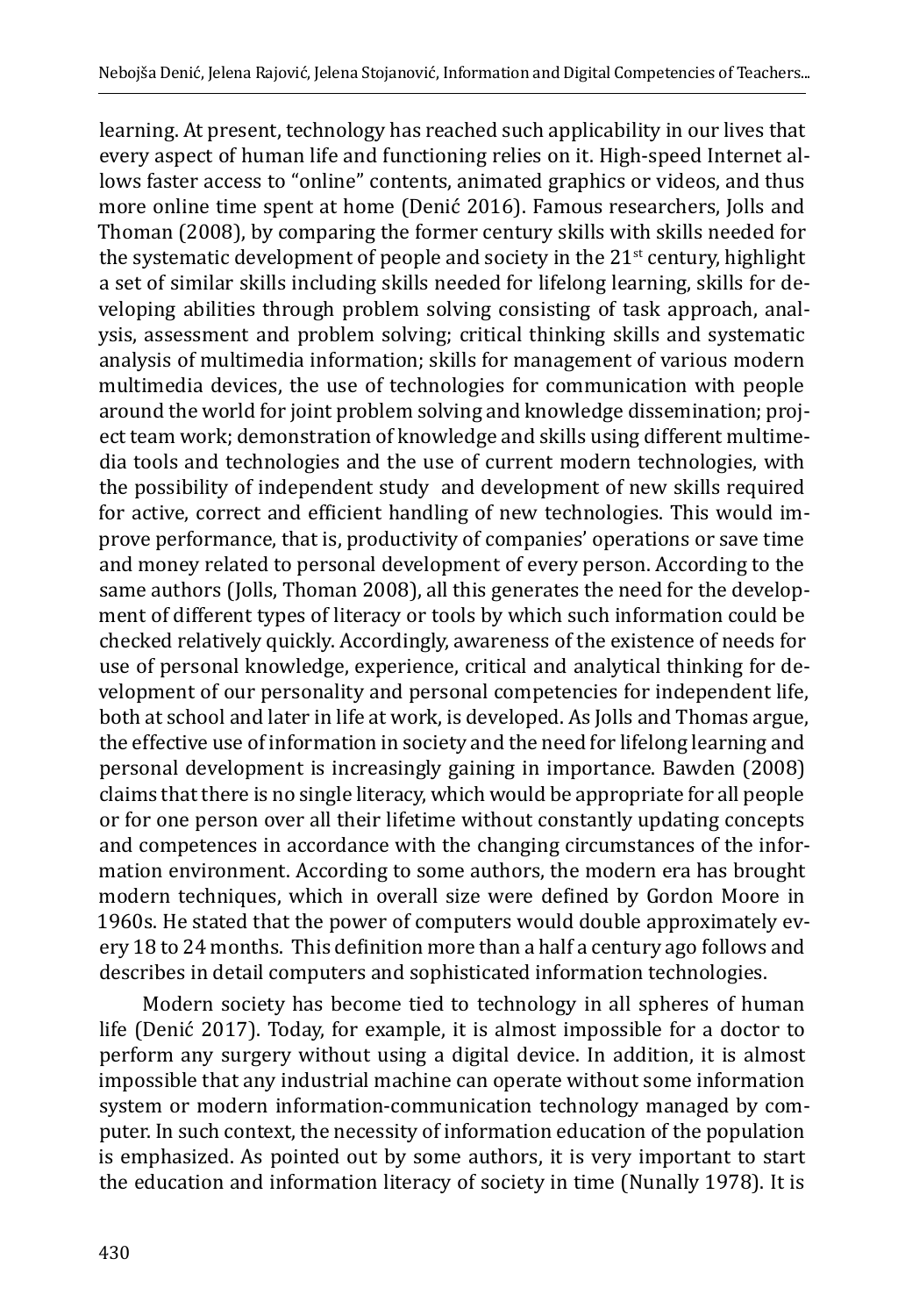learning. At present, technology has reached such applicability in our lives that every aspect of human life and functioning relies on it. High-speed Internet allows faster access to "online" contents, animated graphics or videos, and thus more online time spent at home (Denić 2016). Famous researchers, Jolls and Thoman (2008), by comparing the former century skills with skills needed for the systematic development of people and society in the 21st century, highlight a set of similar skills including skills needed for lifelong learning, skills for developing abilities through problem solving consisting of task approach, analysis, assessment and problem solving; critical thinking skills and systematic analysis of multimedia information; skills for management of various modern multimedia devices, the use of technologies for communication with people around the world for joint problem solving and knowledge dissemination; project team work; demonstration of knowledge and skills using different multimedia tools and technologies and the use of current modern technologies, with the possibility of independent study and development of new skills required for active, correct and efficient handling of new technologies. This would improve performance, that is, productivity of companies' operations or save time and money related to personal development of every person. According to the same authors (Jolls, Thoman 2008), all this generates the need for the development of different types of literacy or tools by which such information could be checked relatively quickly. Accordingly, awareness of the existence of needs for use of personal knowledge, experience, critical and analytical thinking for development of our personality and personal competencies for independent life, both at school and later in life at work, is developed. As Jolls and Thomas argue, the effective use of information in society and the need for lifelong learning and personal development is increasingly gaining in importance. Bawden (2008) claims that there is no single literacy, which would be appropriate for all people or for one person over all their lifetime without constantly updating concepts and competences in accordance with the changing circumstances of the information environment. According to some authors, the modern era has brought modern techniques, which in overall size were defined by Gordon Moore in 1960s. He stated that the power of computers would double approximately every 18 to 24 months. This definition more than a half a century ago follows and describes in detail computers and sophisticated information technologies.

Modern society has become tied to technology in all spheres of human life (Denić 2017). Today, for example, it is almost impossible for a doctor to perform any surgery without using a digital device. In addition, it is almost impossible that any industrial machine can operate without some information system or modern information-communication technology managed by computer. In such context, the necessity of information education of the population is emphasized. As pointed out by some authors, it is very important to start the education and information literacy of society in time (Nunally 1978). It is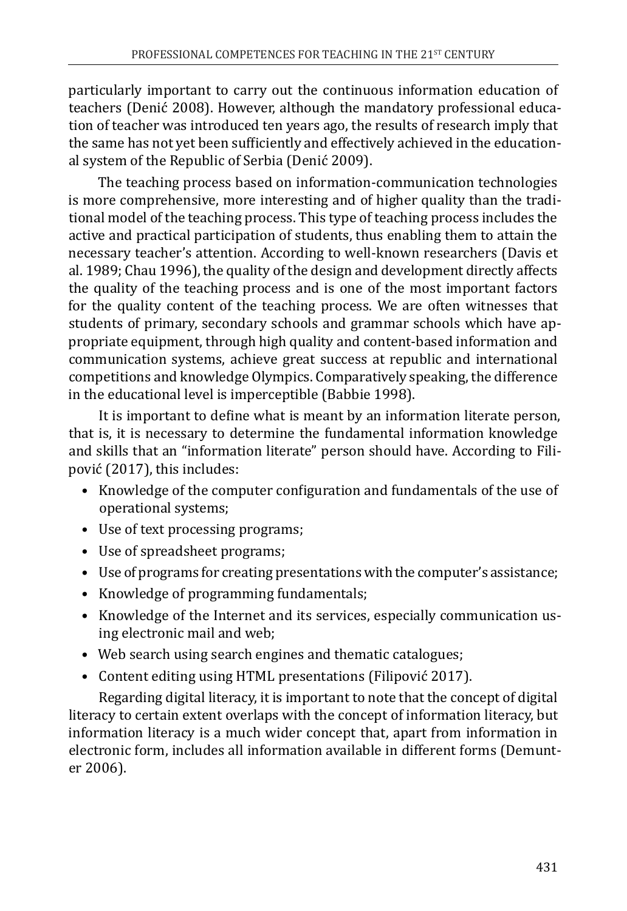particularly important to carry out the continuous information education of teachers (Denić 2008). However, although the mandatory professional education of teacher was introduced ten years ago, the results of research imply that the same has not yet been sufficiently and effectively achieved in the educational system of the Republic of Serbia (Denić 2009).

The teaching process based on information-communication technologies is more comprehensive, more interesting and of higher quality than the traditional model of the teaching process. This type of teaching process includes the active and practical participation of students, thus enabling them to attain the necessary teacher's attention. According to well-known researchers (Davis et al. 1989; Chau 1996), the quality of the design and development directly affects the quality of the teaching process and is one of the most important factors for the quality content of the teaching process. We are often witnesses that students of primary, secondary schools and grammar schools which have appropriate equipment, through high quality and content-based information and communication systems, achieve great success at republic and international competitions and knowledge Olympics. Comparatively speaking, the difference in the educational level is imperceptible (Babbie 1998).

It is important to define what is meant by an information literate person, that is, it is necessary to determine the fundamental information knowledge and skills that an "information literate" person should have. According to Filipović (2017), this includes:

- Knowledge of the computer configuration and fundamentals of the use of operational systems;
- Use of text processing programs;
- Use of spreadsheet programs;
- Use of programs for creating presentations with the computer's assistance;
- Knowledge of programming fundamentals;
- Knowledge of the Internet and its services, especially communication using electronic mail and web;
- Web search using search engines and thematic catalogues;
- Content editing using HTML presentations (Filipović 2017).

Regarding digital literacy, it is important to note that the concept of digital literacy to certain extent overlaps with the concept of information literacy, but information literacy is a much wider concept that, apart from information in electronic form, includes all information available in different forms (Demunter 2006).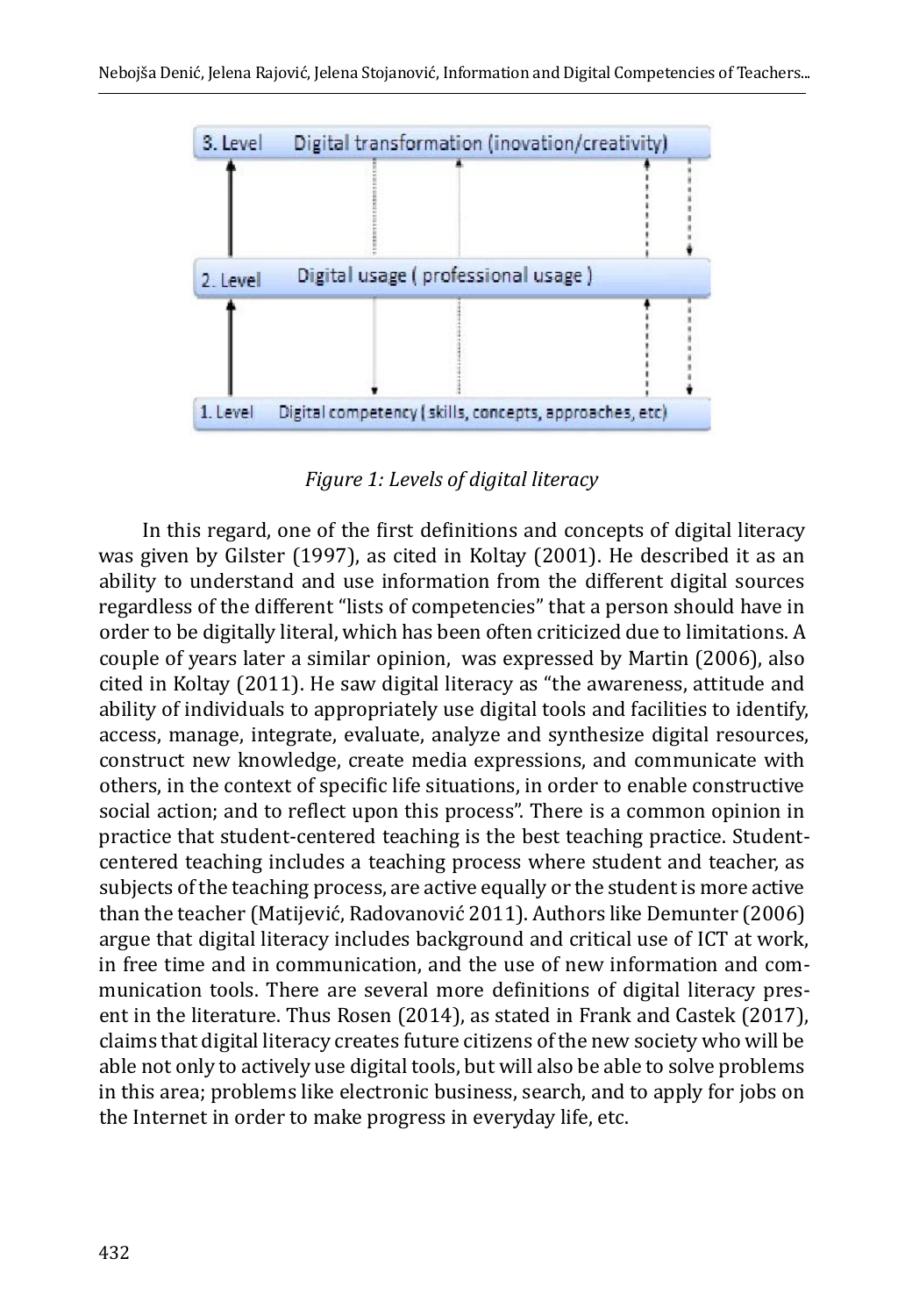3. Level Digital transformation (inovation/creativity)

2. Level Digital usage ( professional usage )

1. Level Digital competency ( skills, concepts, approaches, etc)

*Figure 1: Levels of digital literacy*

In this regard, one of the first definitions and concepts of digital literacy was given by Gilster (1997), as cited in Koltay (2001). He described it as an ability to understand and use information from the different digital sources regardless of the different "lists of competencies" that a person should have in order to be digitally literal, which has been often criticized due to limitations. A couple of years later a similar opinion, was expressed by Martin (2006), also cited in Koltay (2011). He saw digital literacy as "the awareness, attitude and ability of individuals to appropriately use digital tools and facilities to identify, access, manage, integrate, evaluate, analyze and synthesize digital resources, construct new knowledge, create media expressions, and communicate with others, in the context of specific life situations, in order to enable constructive social action; and to reflect upon this process". There is a common opinion in practice that student-centered teaching is the best teaching practice. Student-centered teaching includes a teaching process where student and teacher, as subjects of the teaching process, are active equally or the student is more active than the teacher (Matijević, Radovanović 2011). Authors like Demunter (2006) argue that digital literacy includes background and critical use of ICT at work, in free time and in communication, and the use of new information and communication tools. There are several more definitions of digital literacy present in the literature. Thus Rosen (2014), as stated in Frank and Castek (2017), claims that digital literacy creates future citizens of the new society who will be able not only to actively use digital tools, but will also be able to solve problems in this area; problems like electronic business, search, and to apply for jobs on the Internet in order to make progress in everyday life, etc.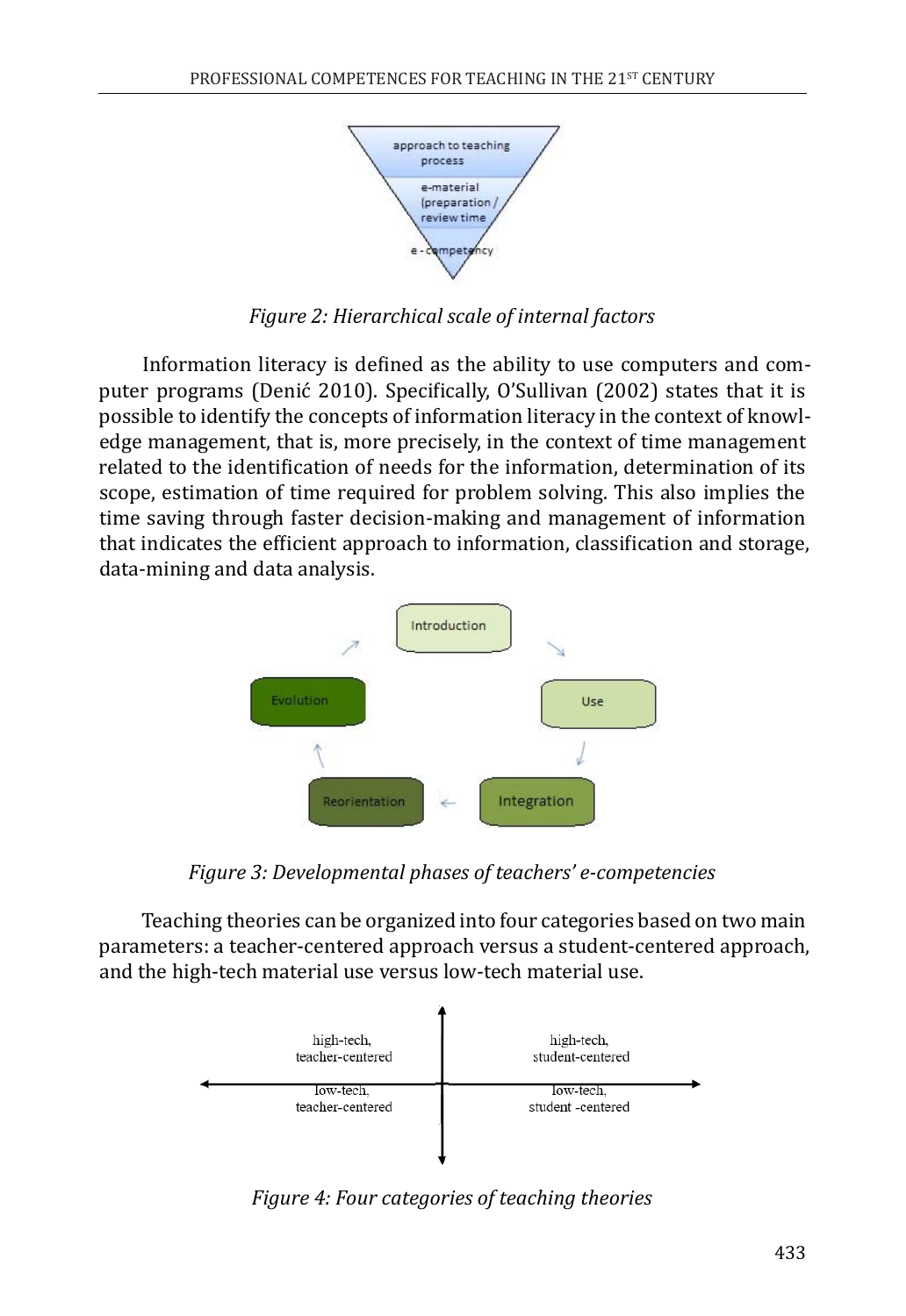*Figure 2: Hierarchical scale of internal factors*

Information literacy is defined as the ability to use computers and computer programs (Denić 2010). Specifically, O'Sullivan (2002) states that it is possible to identify the concepts of information literacy in the context of knowledge management, that is, more precisely, in the context of time management related to the identification of needs for the information, determination of its scope, estimation of time required for problem solving. This also implies the time saving through faster decision-making and management of information that indicates the efficient approach to information, classification and storage, data-mining and data analysis.

*Figure 3: Developmental phases of teachers' e-competencies*

Teaching theories can be organized into four categories based on two main parameters: a teacher-centered approach versus a student-centered approach, and the high-tech material use versus low-tech material use.

*Figure 4: Four categories of teaching theories*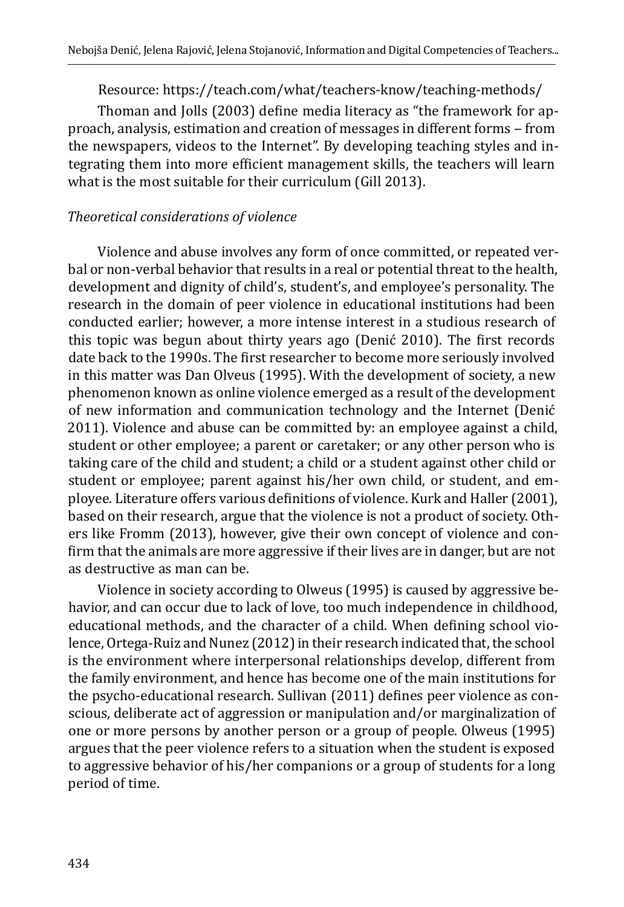Resource: https://teach.com/what/teachers-know/teaching-methods/

Thoman and Jolls (2003) define media literacy as "the framework for approach, analysis, estimation and creation of messages in different forms – from the newspapers, videos to the Internet". By developing teaching styles and integrating them into more efficient management skills, the teachers will learn what is the most suitable for their curriculum (Gill 2013).

*Theoretical considerations of violence*

Violence and abuse involves any form of once committed, or repeated verbal or non-verbal behavior that results in a real or potential threat to the health, development and dignity of child's, student's, and employee's personality. The research in the domain of peer violence in educational institutions had been conducted earlier; however, a more intense interest in a studious research of this topic was begun about thirty years ago (Denić 2010). The first records date back to the 1990s. The first researcher to become more seriously involved in this matter was Dan Olveus (1995). With the development of society, a new phenomenon known as online violence emerged as a result of the development of new information and communication technology and the Internet (Denić 2011). Violence and abuse can be committed by: an employee against a child, student or other employee; a parent or caretaker; or any other person who is taking care of the child and student; a child or a student against other child or student or employee; parent against his/her own child, or student, and employee. Literature offers various definitions of violence. Kurk and Haller (2001), based on their research, argue that the violence is not a product of society. Others like Fromm (2013), however, give their own concept of violence and confirm that the animals are more aggressive if their lives are in danger, but are not as destructive as man can be.

Violence in society according to Olweus (1995) is caused by aggressive behavior, and can occur due to lack of love, too much independence in childhood, educational methods, and the character of a child. When defining school violence, Ortega-Ruiz and Nunez (2012) in their research indicated that, the school is the environment where interpersonal relationships develop, different from the family environment, and hence has become one of the main institutions for the psycho-educational research. Sullivan (2011) defines peer violence as conscious, deliberate act of aggression or manipulation and/or marginalization of one or more persons by another person or a group of people. Olweus (1995) argues that the peer violence refers to a situation when the student is exposed to aggressive behavior of his/her companions or a group of students for a long period of time.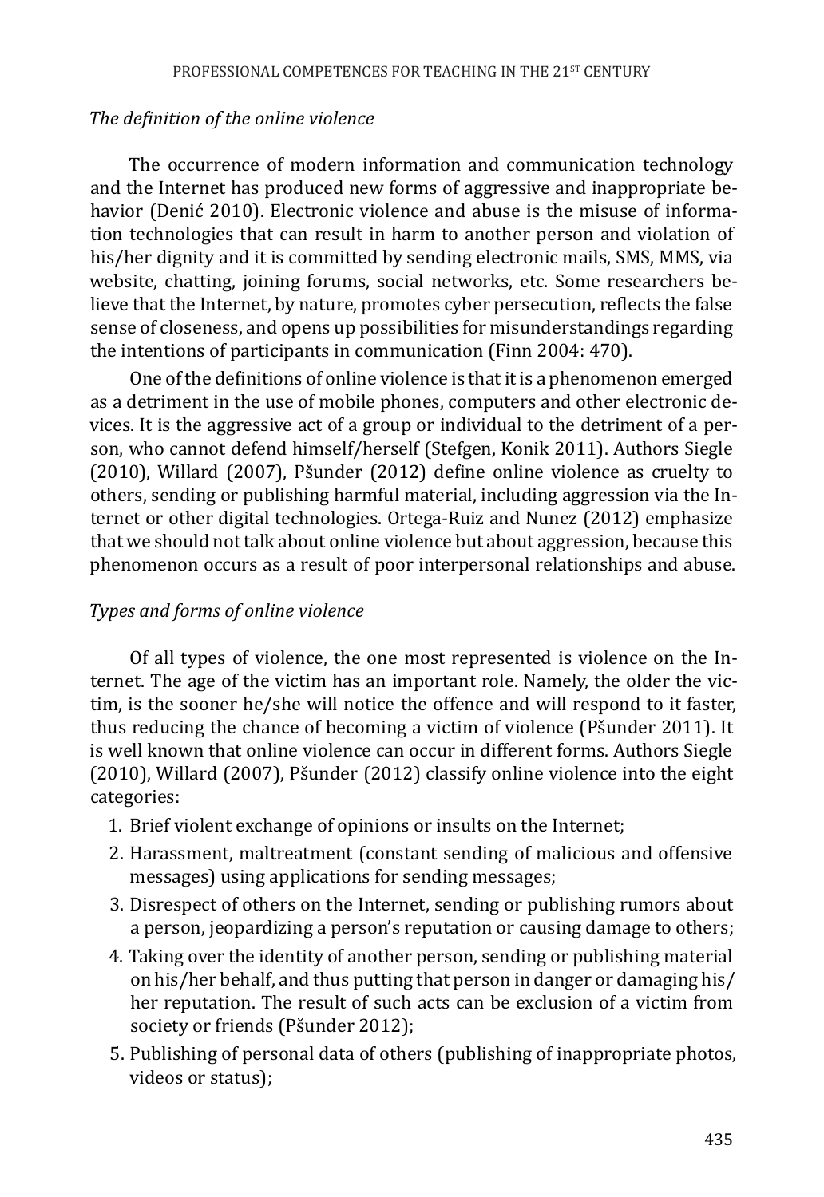*The definition of the online violence*

The occurrence of modern information and communication technology and the Internet has produced new forms of aggressive and inappropriate behavior (Denić 2010). Electronic violence and abuse is the misuse of information technologies that can result in harm to another person and violation of his/her dignity and it is committed by sending electronic mails, SMS, MMS, via website, chatting, joining forums, social networks, etc. Some researchers believe that the Internet, by nature, promotes cyber persecution, reflects the false sense of closeness, and opens up possibilities for misunderstandings regarding the intentions of participants in communication (Finn 2004: 470).

One of the definitions of online violence is that it is a phenomenon emerged as a detriment in the use of mobile phones, computers and other electronic devices. It is the aggressive act of a group or individual to the detriment of a person, who cannot defend himself/herself (Stefgen, Konik 2011). Authors Siegle (2010), Willard (2007), Pšunder (2012) define online violence as cruelty to others, sending or publishing harmful material, including aggression via the Internet or other digital technologies. Ortega-Ruiz and Nunez (2012) emphasize that we should not talk about online violence but about aggression, because this phenomenon occurs as a result of poor interpersonal relationships and abuse.

*Types and forms of online violence*

Of all types of violence, the one most represented is violence on the Internet. The age of the victim has an important role. Namely, the older the victim, is the sooner he/she will notice the offence and will respond to it faster, thus reducing the chance of becoming a victim of violence (Pšunder 2011). It is well known that online violence can occur in different forms. Authors Siegle (2010), Willard (2007), Pšunder (2012) classify online violence into the eight categories:

1. Brief violent exchange of opinions or insults on the Internet;
2. Harassment, maltreatment (constant sending of malicious and offensive messages) using applications for sending messages;
3. Disrespect of others on the Internet, sending or publishing rumors about a person, jeopardizing a person's reputation or causing damage to others;
4. Taking over the identity of another person, sending or publishing material on his/her behalf, and thus putting that person in danger or damaging his/her reputation. The result of such acts can be exclusion of a victim from society or friends (Pšunder 2012);
5. Publishing of personal data of others (publishing of inappropriate photos, videos or status);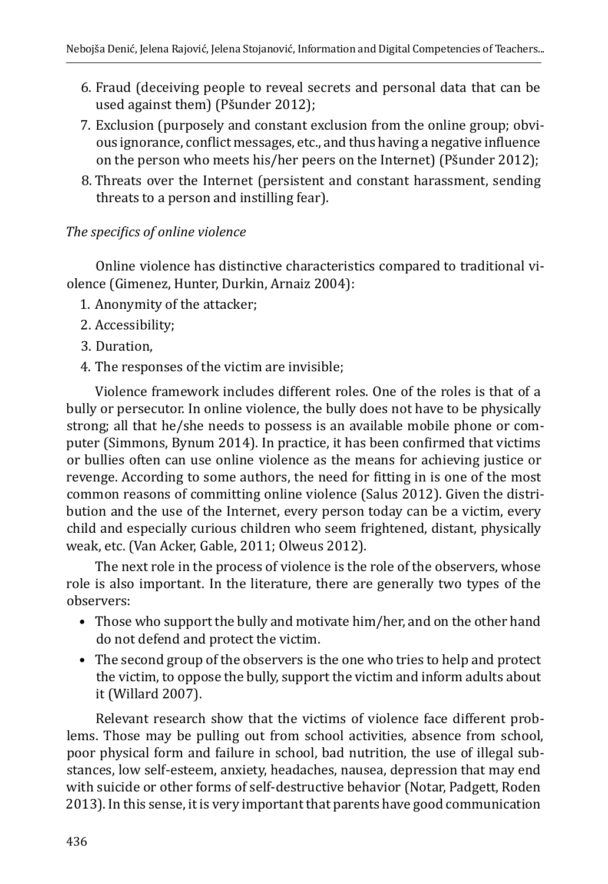6. Fraud (deceiving people to reveal secrets and personal data that can be used against them) (Pšunder 2012);
7. Exclusion (purposely and constant exclusion from the online group; obvious ignorance, conflict messages, etc., and thus having a negative influence on the person who meets his/her peers on the Internet) (Pšunder 2012);
8. Threats over the Internet (persistent and constant harassment, sending threats to a person and instilling fear).

*The specifics of online violence*

Online violence has distinctive characteristics compared to traditional violence (Gimenez, Hunter, Durkin, Arnaiz 2004):

1. Anonymity of the attacker;
2. Accessibility;
3. Duration,
4. The responses of the victim are invisible;

Violence framework includes different roles. One of the roles is that of a bully or persecutor. In online violence, the bully does not have to be physically strong; all that he/she needs to possess is an available mobile phone or computer (Simmons, Bynum 2014). In practice, it has been confirmed that victims or bullies often can use online violence as the means for achieving justice or revenge. According to some authors, the need for fitting in is one of the most common reasons of committing online violence (Salus 2012). Given the distribution and the use of the Internet, every person today can be a victim, every child and especially curious children who seem frightened, distant, physically weak, etc. (Van Acker, Gable, 2011; Olweus 2012).

The next role in the process of violence is the role of the observers, whose role is also important. In the literature, there are generally two types of the observers:

- Those who support the bully and motivate him/her, and on the other hand do not defend and protect the victim.
- The second group of the observers is the one who tries to help and protect the victim, to oppose the bully, support the victim and inform adults about it (Willard 2007).

Relevant research show that the victims of violence face different problems. Those may be pulling out from school activities, absence from school, poor physical form and failure in school, bad nutrition, the use of illegal substances, low self-esteem, anxiety, headaches, nausea, depression that may end with suicide or other forms of self-destructive behavior (Notar, Padgett, Roden 2013). In this sense, it is very important that parents have good communication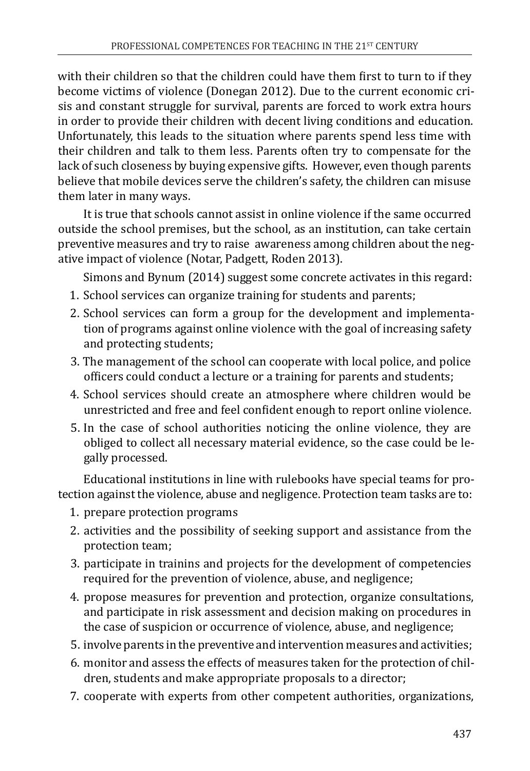with their children so that the children could have them first to turn to if they become victims of violence (Donegan 2012). Due to the current economic crisis and constant struggle for survival, parents are forced to work extra hours in order to provide their children with decent living conditions and education. Unfortunately, this leads to the situation where parents spend less time with their children and talk to them less. Parents often try to compensate for the lack of such closeness by buying expensive gifts. However, even though parents believe that mobile devices serve the children's safety, the children can misuse them later in many ways.

It is true that schools cannot assist in online violence if the same occurred outside the school premises, but the school, as an institution, can take certain preventive measures and try to raise awareness among children about the negative impact of violence (Notar, Padgett, Roden 2013).

Simons and Bynum (2014) suggest some concrete activates in this regard:

1. School services can organize training for students and parents;
2. School services can form a group for the development and implementation of programs against online violence with the goal of increasing safety and protecting students;
3. The management of the school can cooperate with local police, and police officers could conduct a lecture or a training for parents and students;
4. School services should create an atmosphere where children would be unrestricted and free and feel confident enough to report online violence.
5. In the case of school authorities noticing the online violence, they are obliged to collect all necessary material evidence, so the case could be legally processed.

Educational institutions in line with rulebooks have special teams for protection against the violence, abuse and negligence. Protection team tasks are to:

1. prepare protection programs
2. activities and the possibility of seeking support and assistance from the protection team;
3. participate in trainins and projects for the development of competencies required for the prevention of violence, abuse, and negligence;
4. propose measures for prevention and protection, organize consultations, and participate in risk assessment and decision making on procedures in the case of suspicion or occurrence of violence, abuse, and negligence;
5. involve parents in the preventive and intervention measures and activities;
6. monitor and assess the effects of measures taken for the protection of children, students and make appropriate proposals to a director;
7. cooperate with experts from other competent authorities, organizations,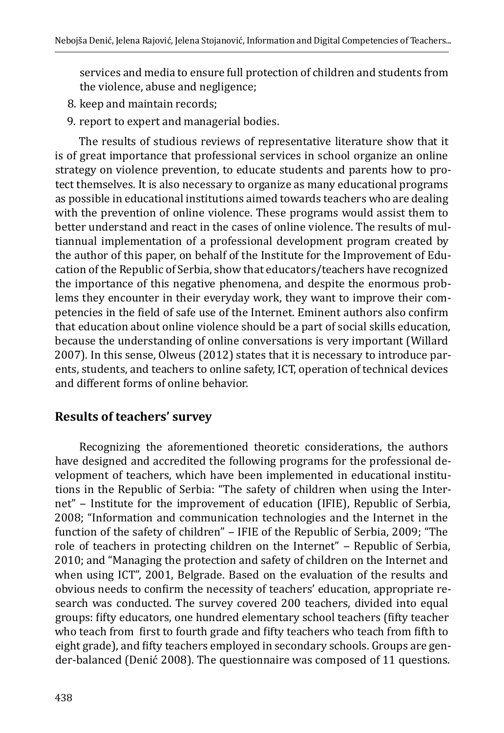services and media to ensure full protection of children and students from the violence, abuse and negligence;

8. keep and maintain records;
9. report to expert and managerial bodies.

The results of studious reviews of representative literature show that it is of great importance that professional services in school organize an online strategy on violence prevention, to educate students and parents how to protect themselves. It is also necessary to organize as many educational programs as possible in educational institutions aimed towards teachers who are dealing with the prevention of online violence. These programs would assist them to better understand and react in the cases of online violence. The results of multiannual implementation of a professional development program created by the author of this paper, on behalf of the Institute for the Improvement of Education of the Republic of Serbia, show that educators/teachers have recognized the importance of this negative phenomena, and despite the enormous problems they encounter in their everyday work, they want to improve their competencies in the field of safe use of the Internet. Eminent authors also confirm that education about online violence should be a part of social skills education, because the understanding of online conversations is very important (Willard 2007). In this sense, Olweus (2012) states that it is necessary to introduce parents, students, and teachers to online safety, ICT, operation of technical devices and different forms of online behavior.

## Results of teachers' survey

Recognizing the aforementioned theoretic considerations, the authors have designed and accredited the following programs for the professional development of teachers, which have been implemented in educational institutions in the Republic of Serbia: "The safety of children when using the Internet" – Institute for the improvement of education (IFIE), Republic of Serbia, 2008; "Information and communication technologies and the Internet in the function of the safety of children" – IFIE of the Republic of Serbia, 2009; "The role of teachers in protecting children on the Internet" – Republic of Serbia, 2010; and "Managing the protection and safety of children on the Internet and when using ICT", 2001, Belgrade. Based on the evaluation of the results and obvious needs to confirm the necessity of teachers' education, appropriate research was conducted. The survey covered 200 teachers, divided into equal groups: fifty educators, one hundred elementary school teachers (fifty teacher who teach from first to fourth grade and fifty teachers who teach from fifth to eight grade), and fifty teachers employed in secondary schools. Groups are gender-balanced (Denić 2008). The questionnaire was composed of 11 questions.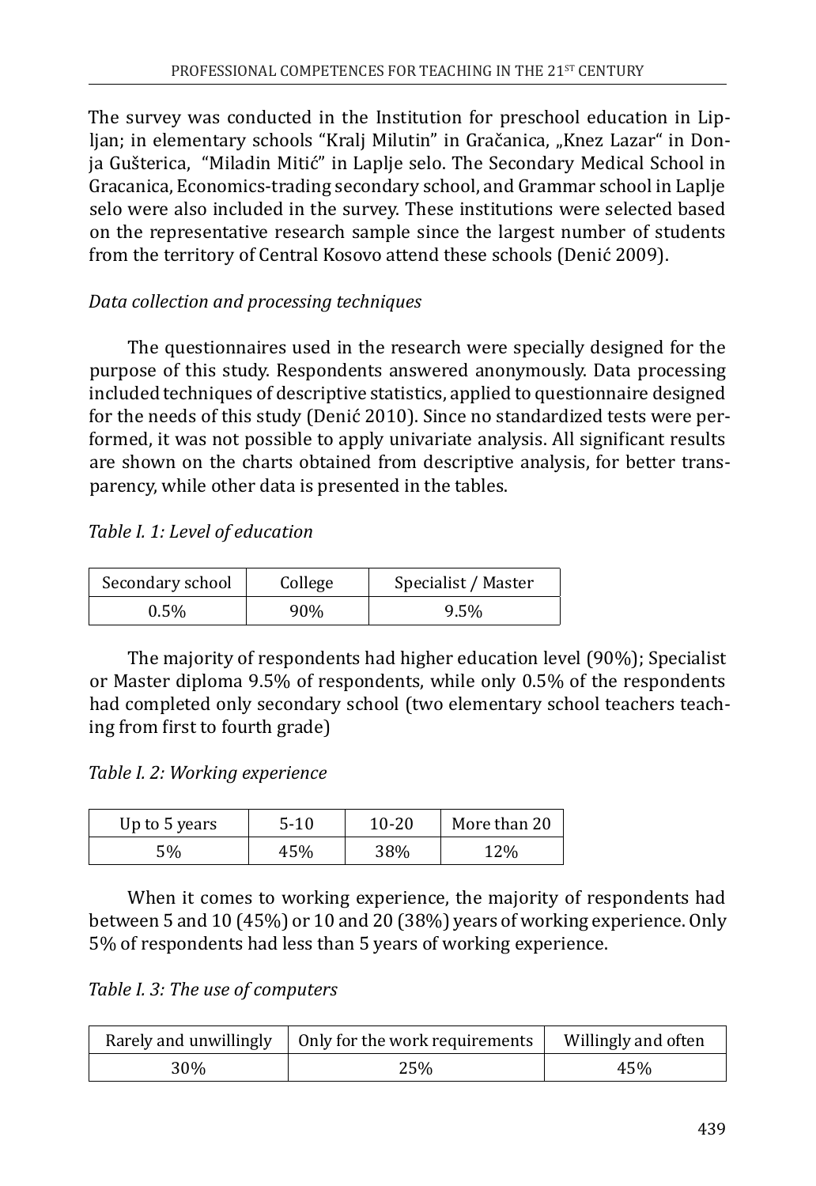The survey was conducted in the Institution for preschool education in Lipljan; in elementary schools "Kralj Milutin" in Gračanica, „Knez Lazar" in Donja Gušterica, "Miladin Mitić" in Laplje selo. The Secondary Medical School in Gracanica, Economics-trading secondary school, and Grammar school in Laplje selo were also included in the survey. These institutions were selected based on the representative research sample since the largest number of students from the territory of Central Kosovo attend these schools (Denić 2009).

*Data collection and processing techniques*

The questionnaires used in the research were specially designed for the purpose of this study. Respondents answered anonymously. Data processing included techniques of descriptive statistics, applied to questionnaire designed for the needs of this study (Denić 2010). Since no standardized tests were performed, it was not possible to apply univariate analysis. All significant results are shown on the charts obtained from descriptive analysis, for better transparency, while other data is presented in the tables.

*Table I. 1: Level of education*

| Secondary school | College | Specialist / Master |
|---|---|---|
| 0.5% | 90% | 9.5% |

The majority of respondents had higher education level (90%); Specialist or Master diploma 9.5% of respondents, while only 0.5% of the respondents had completed only secondary school (two elementary school teachers teaching from first to fourth grade)

*Table I. 2: Working experience*

| Up to 5 years | 5-10 | 10-20 | More than 20 |
|---|---|---|---|
| 5% | 45% | 38% | 12% |

When it comes to working experience, the majority of respondents had between 5 and 10 (45%) or 10 and 20 (38%) years of working experience. Only 5% of respondents had less than 5 years of working experience.

*Table I. 3: The use of computers*

| Rarely and unwillingly | Only for the work requirements | Willingly and often |
|---|---|---|
| 30% | 25% | 45% |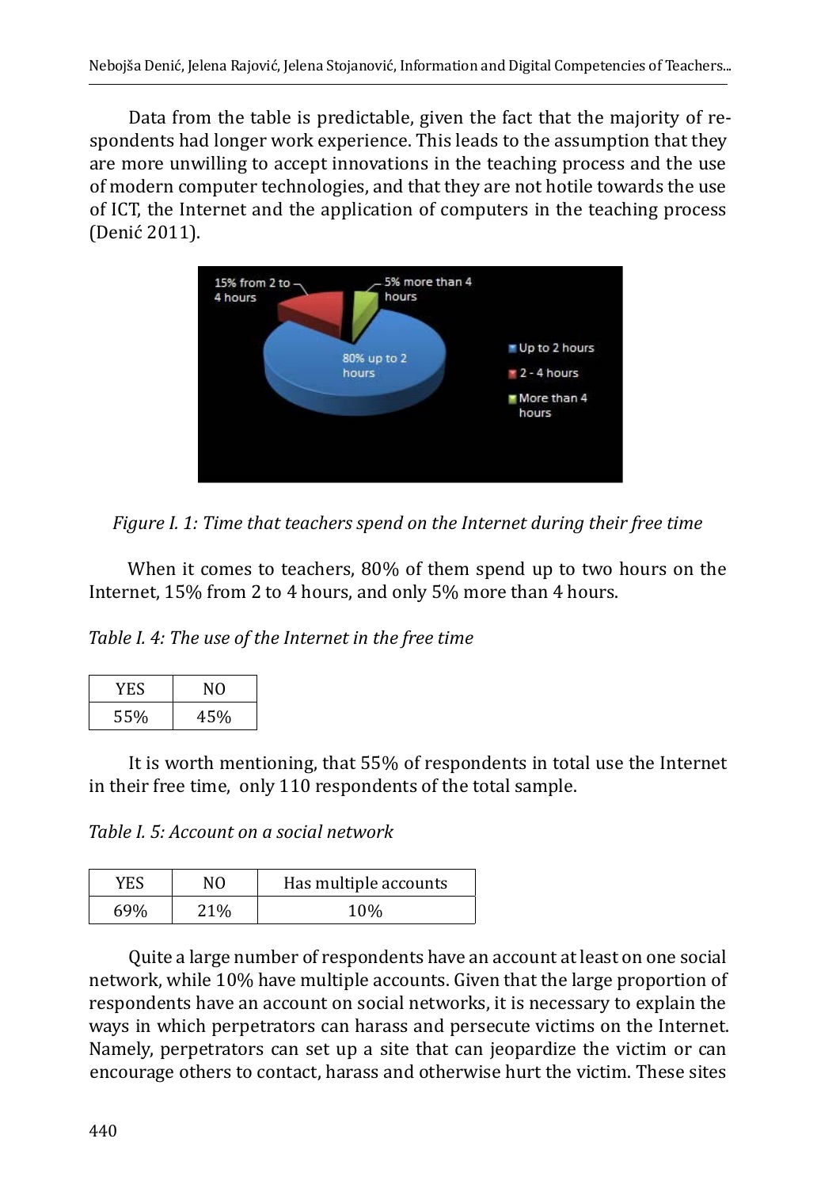Data from the table is predictable, given the fact that the majority of respondents had longer work experience. This leads to the assumption that they are more unwilling to accept innovations in the teaching process and the use of modern computer technologies, and that they are not hotile towards the use of ICT, the Internet and the application of computers in the teaching process (Denić 2011).

*Figure I. 1: Time that teachers spend on the Internet during their free time*

When it comes to teachers, 80% of them spend up to two hours on the Internet, 15% from 2 to 4 hours, and only 5% more than 4 hours.

*Table I. 4: The use of the Internet in the free time*

| YES | NO |
|---|---|
| 55% | 45% |

It is worth mentioning, that 55% of respondents in total use the Internet in their free time, only 110 respondents of the total sample.

*Table I. 5: Account on a social network*

| YES | NO | Has multiple accounts |
|---|---|---|
| 69% | 21% | 10% |

Quite a large number of respondents have an account at least on one social network, while 10% have multiple accounts. Given that the large proportion of respondents have an account on social networks, it is necessary to explain the ways in which perpetrators can harass and persecute victims on the Internet. Namely, perpetrators can set up a site that can jeopardize the victim or can encourage others to contact, harass and otherwise hurt the victim. These sites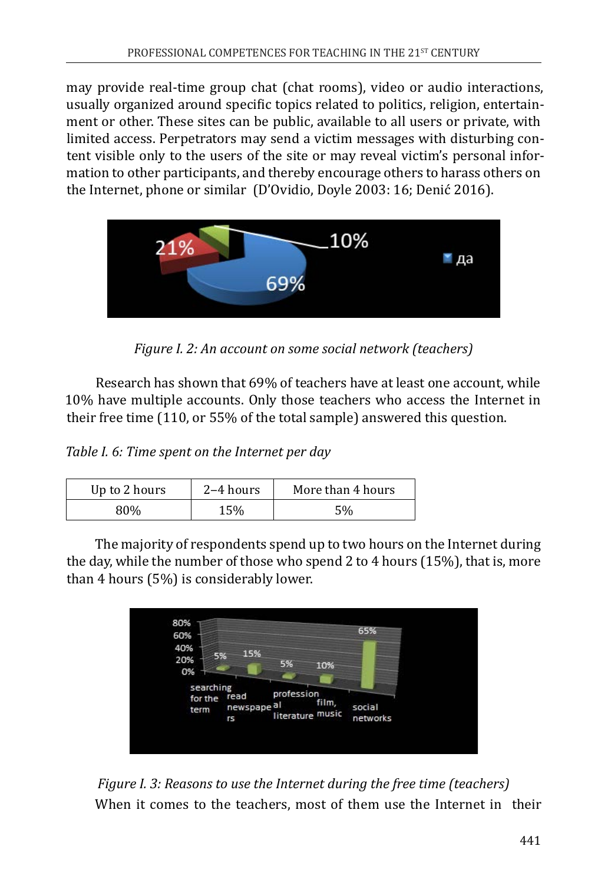may provide real-time group chat (chat rooms), video or audio interactions, usually organized around specific topics related to politics, religion, entertainment or other. These sites can be public, available to all users or private, with limited access. Perpetrators may send a victim messages with disturbing content visible only to the users of the site or may reveal victim's personal information to other participants, and thereby encourage others to harass others on the Internet, phone or similar (D'Ovidio, Doyle 2003: 16; Denić 2016).

*Figure I. 2: An account on some social network (teachers)*

Research has shown that 69% of teachers have at least one account, while 10% have multiple accounts. Only those teachers who access the Internet in their free time (110, or 55% of the total sample) answered this question.

*Table I. 6: Time spent on the Internet per day*

| Up to 2 hours | 2–4 hours | More than 4 hours |
|---|---|---|
| 80% | 15% | 5% |

The majority of respondents spend up to two hours on the Internet during the day, while the number of those who spend 2 to 4 hours (15%), that is, more than 4 hours (5%) is considerably lower.

*Figure I. 3: Reasons to use the Internet during the free time (teachers)*

When it comes to the teachers, most of them use the Internet in their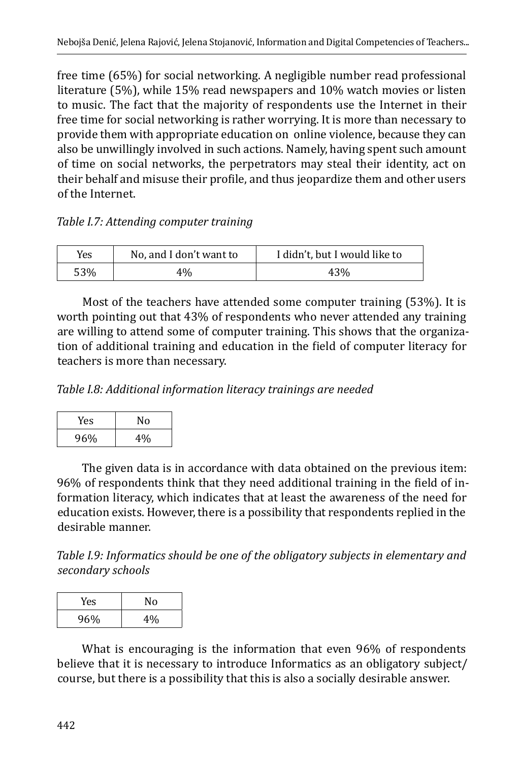free time (65%) for social networking. A negligible number read professional literature (5%), while 15% read newspapers and 10% watch movies or listen to music. The fact that the majority of respondents use the Internet in their free time for social networking is rather worrying. It is more than necessary to provide them with appropriate education on online violence, because they can also be unwillingly involved in such actions. Namely, having spent such amount of time on social networks, the perpetrators may steal their identity, act on their behalf and misuse their profile, and thus jeopardize them and other users of the Internet.

*Table I.7: Attending computer training*

| Yes | No, and I don't want to | I didn't, but I would like to |
|---|---|---|
| 53% | 4% | 43% |

Most of the teachers have attended some computer training (53%). It is worth pointing out that 43% of respondents who never attended any training are willing to attend some of computer training. This shows that the organization of additional training and education in the field of computer literacy for teachers is more than necessary.

*Table I.8: Additional information literacy trainings are needed*

| Yes | No |
|---|---|
| 96% | 4% |

The given data is in accordance with data obtained on the previous item: 96% of respondents think that they need additional training in the field of information literacy, which indicates that at least the awareness of the need for education exists. However, there is a possibility that respondents replied in the desirable manner.

*Table I.9: Informatics should be one of the obligatory subjects in elementary and secondary schools*

| Yes | No |
|---|---|
| 96% | 4% |

What is encouraging is the information that even 96% of respondents believe that it is necessary to introduce Informatics as an obligatory subject/course, but there is a possibility that this is also a socially desirable answer.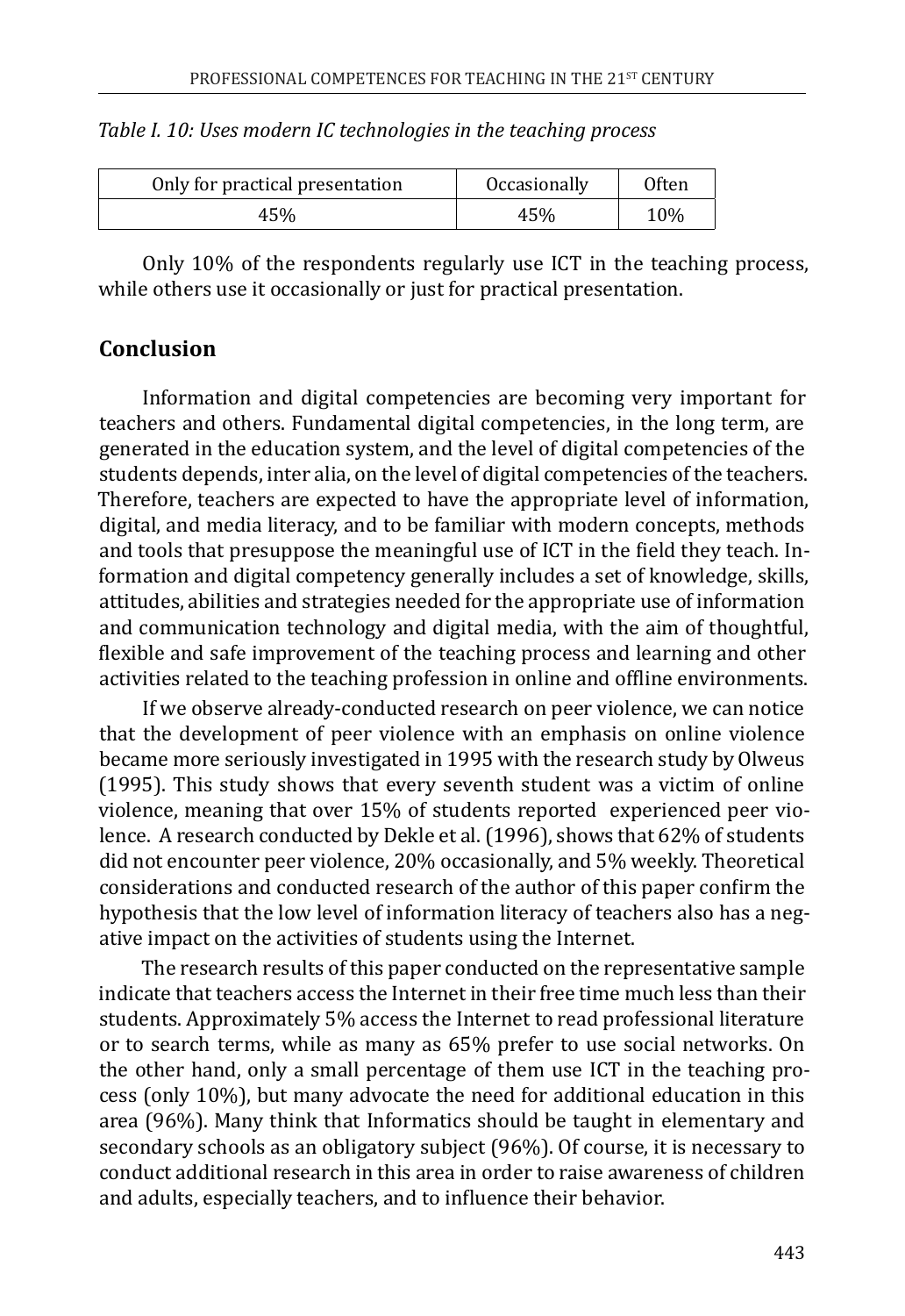*Table I. 10: Uses modern IC technologies in the teaching process*

| Only for practical presentation | Occasionally | Often |
|---|---|---|
| 45% | 45% | 10% |

Only 10% of the respondents regularly use ICT in the teaching process, while others use it occasionally or just for practical presentation.

## Conclusion

Information and digital competencies are becoming very important for teachers and others. Fundamental digital competencies, in the long term, are generated in the education system, and the level of digital competencies of the students depends, inter alia, on the level of digital competencies of the teachers. Therefore, teachers are expected to have the appropriate level of information, digital, and media literacy, and to be familiar with modern concepts, methods and tools that presuppose the meaningful use of ICT in the field they teach. Information and digital competency generally includes a set of knowledge, skills, attitudes, abilities and strategies needed for the appropriate use of information and communication technology and digital media, with the aim of thoughtful, flexible and safe improvement of the teaching process and learning and other activities related to the teaching profession in online and offline environments.

If we observe already-conducted research on peer violence, we can notice that the development of peer violence with an emphasis on online violence became more seriously investigated in 1995 with the research study by Olweus (1995). This study shows that every seventh student was a victim of online violence, meaning that over 15% of students reported experienced peer violence. A research conducted by Dekle et al. (1996), shows that 62% of students did not encounter peer violence, 20% occasionally, and 5% weekly. Theoretical considerations and conducted research of the author of this paper confirm the hypothesis that the low level of information literacy of teachers also has a negative impact on the activities of students using the Internet.

The research results of this paper conducted on the representative sample indicate that teachers access the Internet in their free time much less than their students. Approximately 5% access the Internet to read professional literature or to search terms, while as many as 65% prefer to use social networks. On the other hand, only a small percentage of them use ICT in the teaching process (only 10%), but many advocate the need for additional education in this area (96%). Many think that Informatics should be taught in elementary and secondary schools as an obligatory subject (96%). Of course, it is necessary to conduct additional research in this area in order to raise awareness of children and adults, especially teachers, and to influence their behavior.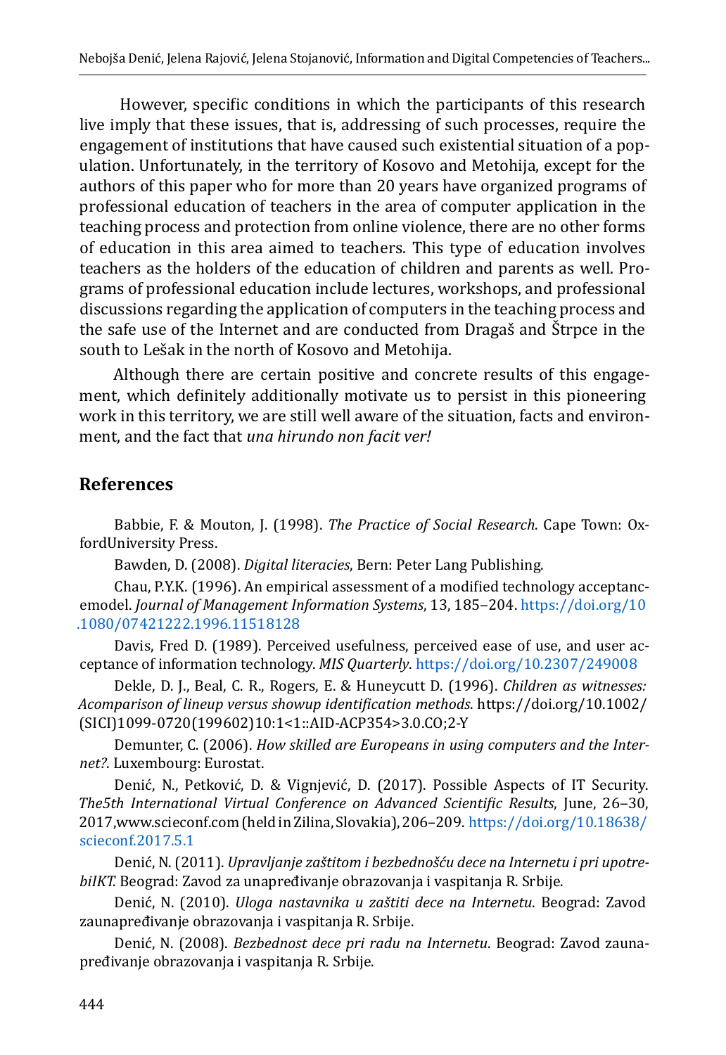However, specific conditions in which the participants of this research live imply that these issues, that is, addressing of such processes, require the engagement of institutions that have caused such existential situation of a population. Unfortunately, in the territory of Kosovo and Metohija, except for the authors of this paper who for more than 20 years have organized programs of professional education of teachers in the area of computer application in the teaching process and protection from online violence, there are no other forms of education in this area aimed to teachers. This type of education involves teachers as the holders of the education of children and parents as well. Programs of professional education include lectures, workshops, and professional discussions regarding the application of computers in the teaching process and the safe use of the Internet and are conducted from Dragaš and Štrpce in the south to Lešak in the north of Kosovo and Metohija.

Although there are certain positive and concrete results of this engagement, which definitely additionally motivate us to persist in this pioneering work in this territory, we are still well aware of the situation, facts and environment, and the fact that *una hirundo non facit ver!*

## References

Babbie, F. & Mouton, J. (1998). *The Practice of Social Research*. Cape Town: OxfordUniversity Press.

Bawden, D. (2008). *Digital literacies*, Bern: Peter Lang Publishing.

Chau, P.Y.K. (1996). An empirical assessment of a modified technology acceptancemodel. *Journal of Management Information Systems*, 13, 185–204. https://doi.org/10.1080/07421222.1996.11518128

Davis, Fred D. (1989). Perceived usefulness, perceived ease of use, and user acceptance of information technology. *MIS Quarterly*. https://doi.org/10.2307/249008

Dekle, D. J., Beal, C. R., Rogers, E. & Huneycutt D. (1996). *Children as witnesses: Acomparison of lineup versus showup identification methods*. https://doi.org/10.1002/(SICI)1099-0720(199602)10:1<1::AID-ACP354>3.0.CO;2-Y

Demunter, C. (2006). *How skilled are Europeans in using computers and the Internet?*. Luxembourg: Eurostat.

Denić, N., Petković, D. & Vignjević, D. (2017). Possible Aspects of IT Security. *The5th International Virtual Conference on Advanced Scientific Results*, June, 26–30, 2017,www.scieconf.com (held in Zilina, Slovakia), 206–209. https://doi.org/10.18638/scieconf.2017.5.1

Denić, N. (2011). *Upravljanje zaštitom i bezbednošću dece na Internetu i pri upotrebiIKT.* Beograd: Zavod za unapređivanje obrazovanja i vaspitanja R. Srbije.

Denić, N. (2010). *Uloga nastavnika u zaštiti dece na Internetu*. Beograd: Zavod zaunapređivanje obrazovanja i vaspitanja R. Srbije.

Denić, N. (2008). *Bezbednost dece pri radu na Internetu*. Beograd: Zavod zaunapređivanje obrazovanja i vaspitanja R. Srbije.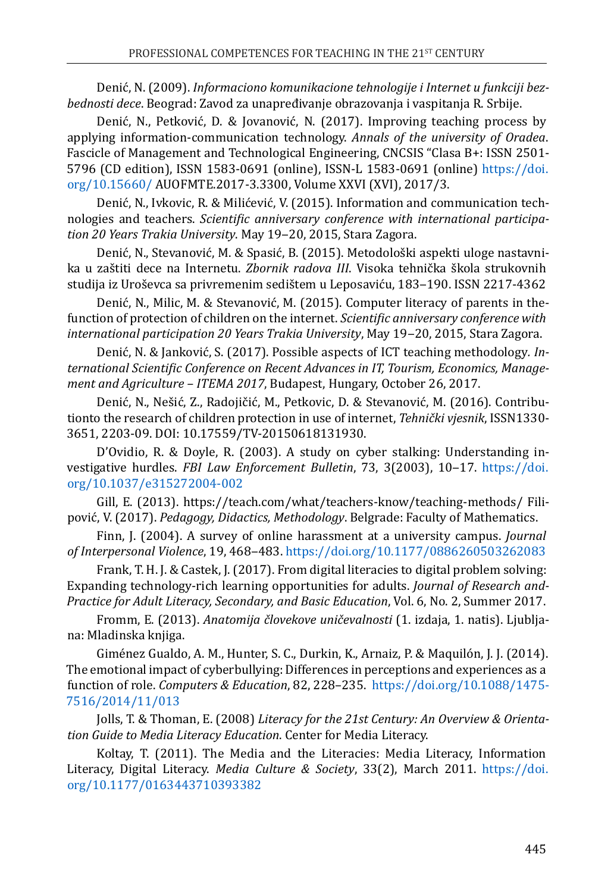Denić, N. (2009). *Informaciono komunikacione tehnologije i Internet u funkciji bezbednosti dece*. Beograd: Zavod za unapređivanje obrazovanja i vaspitanja R. Srbije.

Denić, N., Petković, D. & Jovanović, N. (2017). Improving teaching process by applying information-communication technology. *Annals of the university of Oradea*. Fascicle of Management and Technological Engineering, CNCSIS "Clasa B+: ISSN 2501-5796 (CD edition), ISSN 1583-0691 (online), ISSN-L 1583-0691 (online) https://doi.org/10.15660/ AUOFMTE.2017-3.3300, Volume XXVI (XVI), 2017/3.

Denić, N., Ivkovic, R. & Milićević, V. (2015). Information and communication technologies and teachers. *Scientific anniversary conference with international participation 20 Years Trakia University*. May 19–20, 2015, Stara Zagora.

Denić, N., Stevanović, M. & Spasić, B. (2015). Metodološki aspekti uloge nastavnika u zaštiti dece na Internetu. *Zbornik radova III*. Visoka tehnička škola strukovnih studija iz Uroševca sa privremenim sedištem u Leposaviću, 183–190. ISSN 2217-4362

Denić, N., Milic, M. & Stevanović, M. (2015). Computer literacy of parents in thefunction of protection of children on the internet. *Scientific anniversary conference with international participation 20 Years Trakia University*, May 19–20, 2015, Stara Zagora.

Denić, N. & Janković, S. (2017). Possible aspects of ICT teaching methodology. *International Scientific Conference on Recent Advances in IT, Tourism, Economics, Management and Agriculture – ITEMA 2017*, Budapest, Hungary, October 26, 2017.

Denić, N., Nešić, Z., Radojičić, M., Petkovic, D. & Stevanović, M. (2016). Contributionto the research of children protection in use of internet, *Tehnički vjesnik*, ISSN1330-3651, 2203-09. DOI: 10.17559/TV-20150618131930.

D'Ovidio, R. & Doyle, R. (2003). A study on cyber stalking: Understanding investigative hurdles. *FBI Law Enforcement Bulletin*, 73, 3(2003), 10–17. https://doi.org/10.1037/e315272004-002

Gill, E. (2013). https://teach.com/what/teachers-know/teaching-methods/ Filipović, V. (2017). *Pedagogy, Didactics, Methodology*. Belgrade: Faculty of Mathematics.

Finn, J. (2004). A survey of online harassment at a university campus. *Journal of Interpersonal Violence*, 19, 468–483. https://doi.org/10.1177/0886260503262083

Frank, T. H. J. & Castek, J. (2017). From digital literacies to digital problem solving: Expanding technology-rich learning opportunities for adults. *Journal of Research and-Practice for Adult Literacy, Secondary, and Basic Education*, Vol. 6, No. 2, Summer 2017.

Fromm, E. (2013). *Anatomija človekove uničevalnosti* (1. izdaja, 1. natis). Ljubljana: Mladinska knjiga.

Giménez Gualdo, A. M., Hunter, S. C., Durkin, K., Arnaiz, P. & Maquilón, J. J. (2014). The emotional impact of cyberbullying: Differences in perceptions and experiences as a function of role. *Computers & Education*, 82, 228–235. https://doi.org/10.1088/1475-7516/2014/11/013

Jolls, T. & Thoman, E. (2008) *Literacy for the 21st Century: An Overview & Orientation Guide to Media Literacy Education*. Center for Media Literacy.

Koltay, T. (2011). The Media and the Literacies: Media Literacy, Information Literacy, Digital Literacy. *Media Culture & Society*, 33(2), March 2011. https://doi.org/10.1177/0163443710393382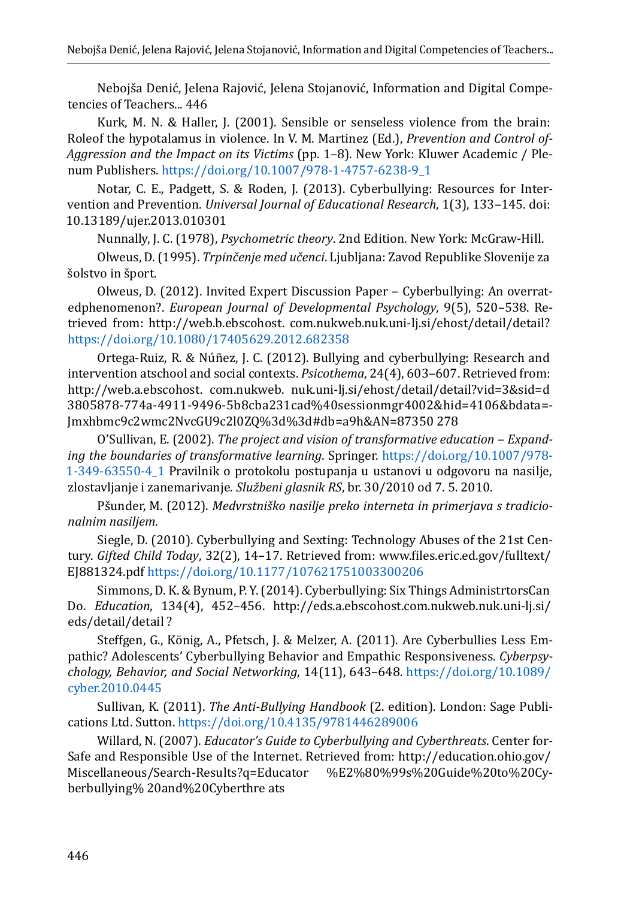Nebojša Denić, Jelena Rajović, Jelena Stojanović, Information and Digital Competencies of Teachers... 446

Kurk, M. N. & Haller, J. (2001). Sensible or senseless violence from the brain: Roleof the hypotalamus in violence. In V. M. Martinez (Ed.), *Prevention and Control ofAggression and the Impact on its Victims* (pp. 1–8). New York: Kluwer Academic / Plenum Publishers. https://doi.org/10.1007/978-1-4757-6238-9_1

Notar, C. E., Padgett, S. & Roden, J. (2013). Cyberbullying: Resources for Intervention and Prevention. *Universal Journal of Educational Research*, 1(3), 133–145. doi: 10.13189/ujer.2013.010301

Nunnally, J. C. (1978), *Psychometric theory*. 2nd Edition. New York: McGraw-Hill.

Olweus, D. (1995). *Trpinčenje med učenci*. Ljubljana: Zavod Republike Slovenije za šolstvo in šport.

Olweus, D. (2012). Invited Expert Discussion Paper – Cyberbullying: An overratedphenomenon?. *European Journal of Developmental Psychology*, 9(5), 520–538. Retrieved from: http://web.b.ebscohost. com.nukweb.nuk.uni-lj.si/ehost/detail/detail? https://doi.org/10.1080/17405629.2012.682358

Ortega-Ruiz, R. & Núñez, J. C. (2012). Bullying and cyberbullying: Research and intervention atschool and social contexts. *Psicothema*, 24(4), 603–607. Retrieved from: http://web.a.ebscohost. com.nukweb. nuk.uni-lj.si/ehost/detail/detail?vid=3&sid=d3805878-774a-4911-9496-5b8cba231cad%40sessionmgr4002&hid=4106&bdata=-Jmxhbmc9c2wmc2NvcGU9c2l0ZQ%3d%3d#db=a9h&AN=87350 278

O'Sullivan, E. (2002). *The project and vision of transformative education – Expanding the boundaries of transformative learning*. Springer. https://doi.org/10.1007/978-1-349-63550-4_1 Pravilnik o protokolu postupanja u ustanovi u odgovoru na nasilje, zlostavljanje i zanemarivanje. *Službeni glasnik RS*, br. 30/2010 od 7. 5. 2010.

Pšunder, M. (2012). *Medvrstniško nasilje preko interneta in primerjava s tradicionalnim nasiljem*.

Siegle, D. (2010). Cyberbullying and Sexting: Technology Abuses of the 21st Century. *Gifted Child Today*, 32(2), 14–17. Retrieved from: www.files.eric.ed.gov/fulltext/EJ881324.pdf https://doi.org/10.1177/107621751003300206

Simmons, D. K. & Bynum, P. Y. (2014). Cyberbullying: Six Things AdministrtorsCan Do. *Education*, 134(4), 452–456. http://eds.a.ebscohost.com.nukweb.nuk.uni-lj.si/eds/detail/detail ?

Steffgen, G., König, A., Pfetsch, J. & Melzer, A. (2011). Are Cyberbullies Less Empathic? Adolescents' Cyberbullying Behavior and Empathic Responsiveness. *Cyberpsychology, Behavior, and Social Networking*, 14(11), 643–648. https://doi.org/10.1089/cyber.2010.0445

Sullivan, K. (2011). *The Anti-Bullying Handbook* (2. edition). London: Sage Publications Ltd. Sutton. https://doi.org/10.4135/9781446289006

Willard, N. (2007). *Educator's Guide to Cyberbullying and Cyberthreats*. Center for-Safe and Responsible Use of the Internet. Retrieved from: http://education.ohio.gov/Miscellaneous/Search-Results?q=Educator %E2%80%99s%20Guide%20to%20Cyberbullying% 20and%20Cyberthre ats